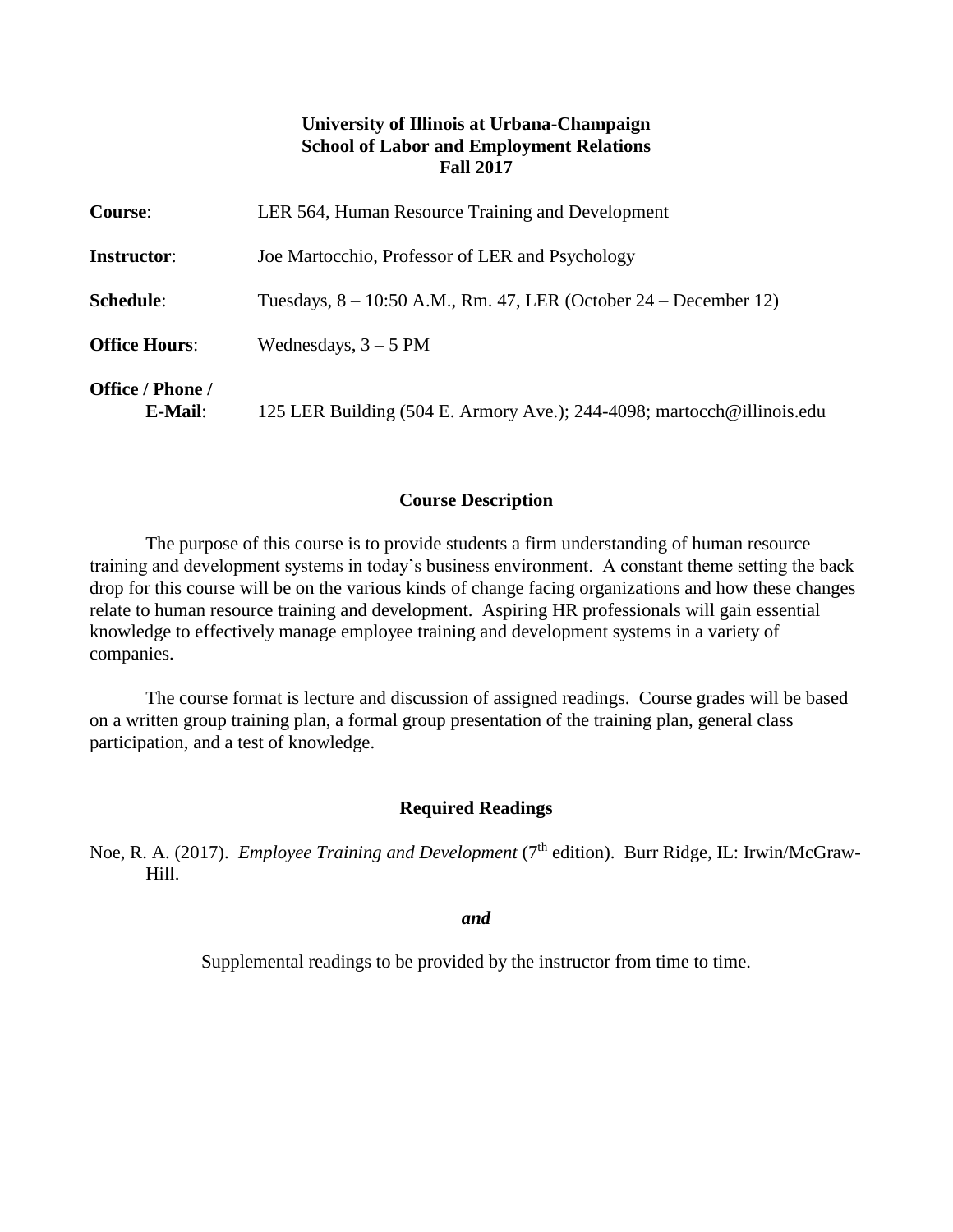**University of Illinois at Urbana-Champaign**
**School of Labor and Employment Relations**
**Fall 2017**

**Course**: LER 564, Human Resource Training and Development

**Instructor**: Joe Martocchio, Professor of LER and Psychology

**Schedule**: Tuesdays, 8 – 10:50 A.M., Rm. 47, LER (October 24 – December 12)

**Office Hours**: Wednesdays, 3 – 5 PM

**Office / Phone / E-Mail**: 125 LER Building (504 E. Armory Ave.); 244-4098; martocch@illinois.edu

## Course Description

The purpose of this course is to provide students a firm understanding of human resource training and development systems in today's business environment. A constant theme setting the back drop for this course will be on the various kinds of change facing organizations and how these changes relate to human resource training and development. Aspiring HR professionals will gain essential knowledge to effectively manage employee training and development systems in a variety of companies.

The course format is lecture and discussion of assigned readings. Course grades will be based on a written group training plan, a formal group presentation of the training plan, general class participation, and a test of knowledge.

## Required Readings

Noe, R. A. (2017). *Employee Training and Development* (7th edition). Burr Ridge, IL: Irwin/McGraw-Hill.

***and***

Supplemental readings to be provided by the instructor from time to time.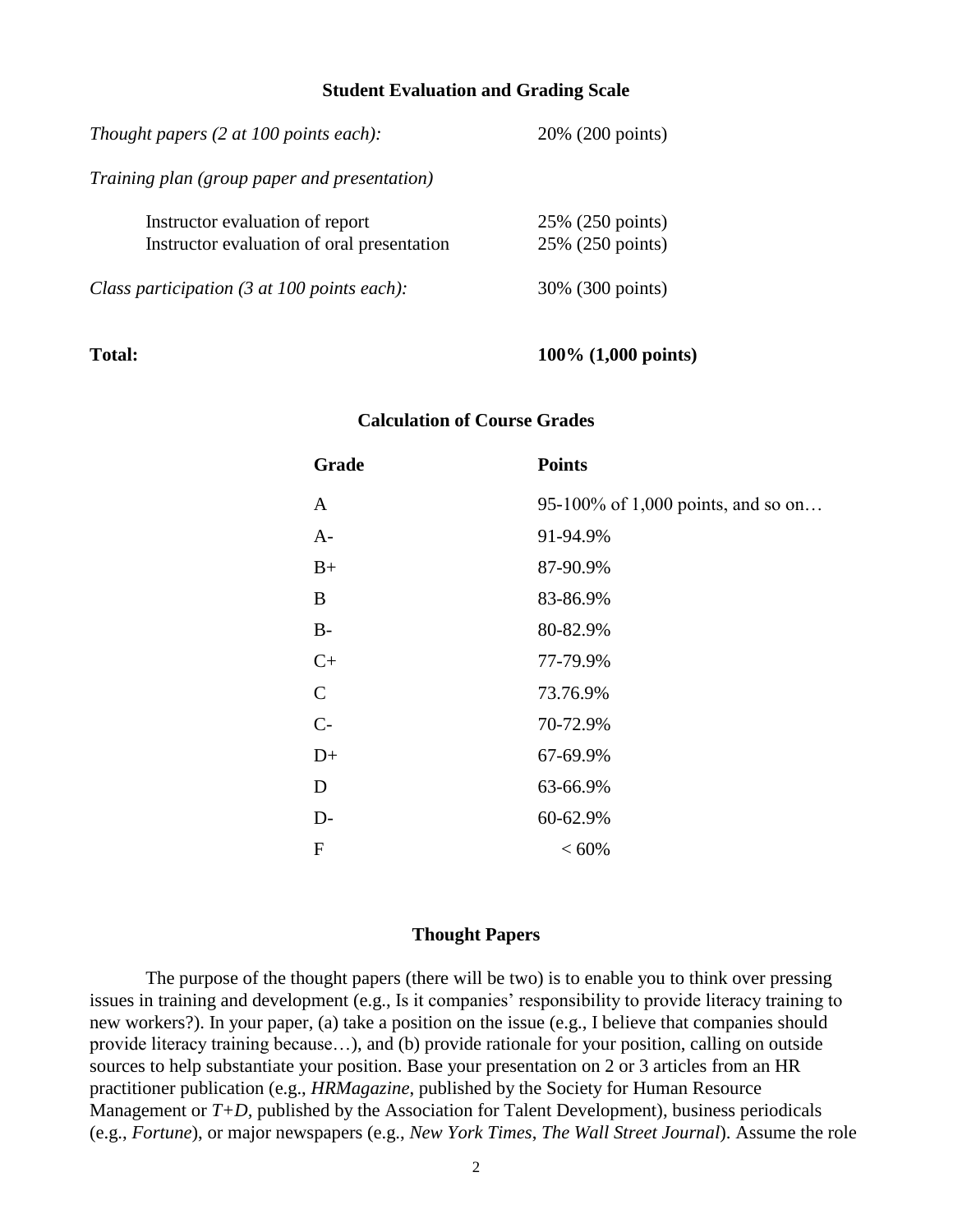## Student Evaluation and Grading Scale

| | |
|---|---|
| *Thought papers (2 at 100 points each):* | 20% (200 points) |
| *Training plan (group paper and presentation)* | |
| Instructor evaluation of report | 25% (250 points) |
| Instructor evaluation of oral presentation | 25% (250 points) |
| *Class participation (3 at 100 points each):* | 30% (300 points) |
| **Total:** | **100% (1,000 points)** |

## Calculation of Course Grades

| Grade | Points |
|---|---|
| A | 95-100% of 1,000 points, and so on… |
| A- | 91-94.9% |
| B+ | 87-90.9% |
| B | 83-86.9% |
| B- | 80-82.9% |
| C+ | 77-79.9% |
| C | 73.76.9% |
| C- | 70-72.9% |
| D+ | 67-69.9% |
| D | 63-66.9% |
| D- | 60-62.9% |
| F | < 60% |

## Thought Papers

The purpose of the thought papers (there will be two) is to enable you to think over pressing issues in training and development (e.g., Is it companies' responsibility to provide literacy training to new workers?). In your paper, (a) take a position on the issue (e.g., I believe that companies should provide literacy training because…), and (b) provide rationale for your position, calling on outside sources to help substantiate your position. Base your presentation on 2 or 3 articles from an HR practitioner publication (e.g., *HRMagazine*, published by the Society for Human Resource Management or *T+D*, published by the Association for Talent Development), business periodicals (e.g., *Fortune*), or major newspapers (e.g., *New York Times*, *The Wall Street Journal*). Assume the role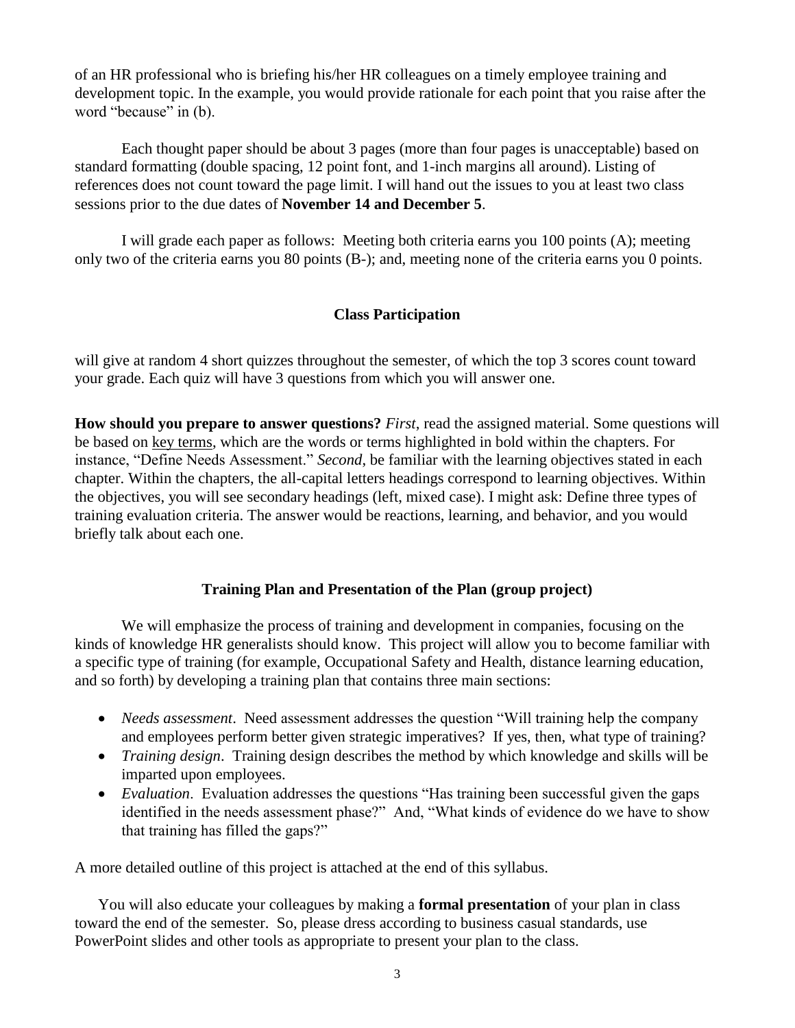of an HR professional who is briefing his/her HR colleagues on a timely employee training and development topic. In the example, you would provide rationale for each point that you raise after the word "because" in (b).

Each thought paper should be about 3 pages (more than four pages is unacceptable) based on standard formatting (double spacing, 12 point font, and 1-inch margins all around). Listing of references does not count toward the page limit. I will hand out the issues to you at least two class sessions prior to the due dates of **November 14 and December 5**.

I will grade each paper as follows: Meeting both criteria earns you 100 points (A); meeting only two of the criteria earns you 80 points (B-); and, meeting none of the criteria earns you 0 points.

### Class Participation

will give at random 4 short quizzes throughout the semester, of which the top 3 scores count toward your grade. Each quiz will have 3 questions from which you will answer one.

**How should you prepare to answer questions?** *First*, read the assigned material. Some questions will be based on key terms, which are the words or terms highlighted in bold within the chapters. For instance, "Define Needs Assessment." *Second*, be familiar with the learning objectives stated in each chapter. Within the chapters, the all-capital letters headings correspond to learning objectives. Within the objectives, you will see secondary headings (left, mixed case). I might ask: Define three types of training evaluation criteria. The answer would be reactions, learning, and behavior, and you would briefly talk about each one.

### Training Plan and Presentation of the Plan (group project)

We will emphasize the process of training and development in companies, focusing on the kinds of knowledge HR generalists should know. This project will allow you to become familiar with a specific type of training (for example, Occupational Safety and Health, distance learning education, and so forth) by developing a training plan that contains three main sections:

- *Needs assessment*. Need assessment addresses the question "Will training help the company and employees perform better given strategic imperatives? If yes, then, what type of training?
- *Training design*. Training design describes the method by which knowledge and skills will be imparted upon employees.
- *Evaluation*. Evaluation addresses the questions "Has training been successful given the gaps identified in the needs assessment phase?" And, "What kinds of evidence do we have to show that training has filled the gaps?"

A more detailed outline of this project is attached at the end of this syllabus.

You will also educate your colleagues by making a **formal presentation** of your plan in class toward the end of the semester. So, please dress according to business casual standards, use PowerPoint slides and other tools as appropriate to present your plan to the class.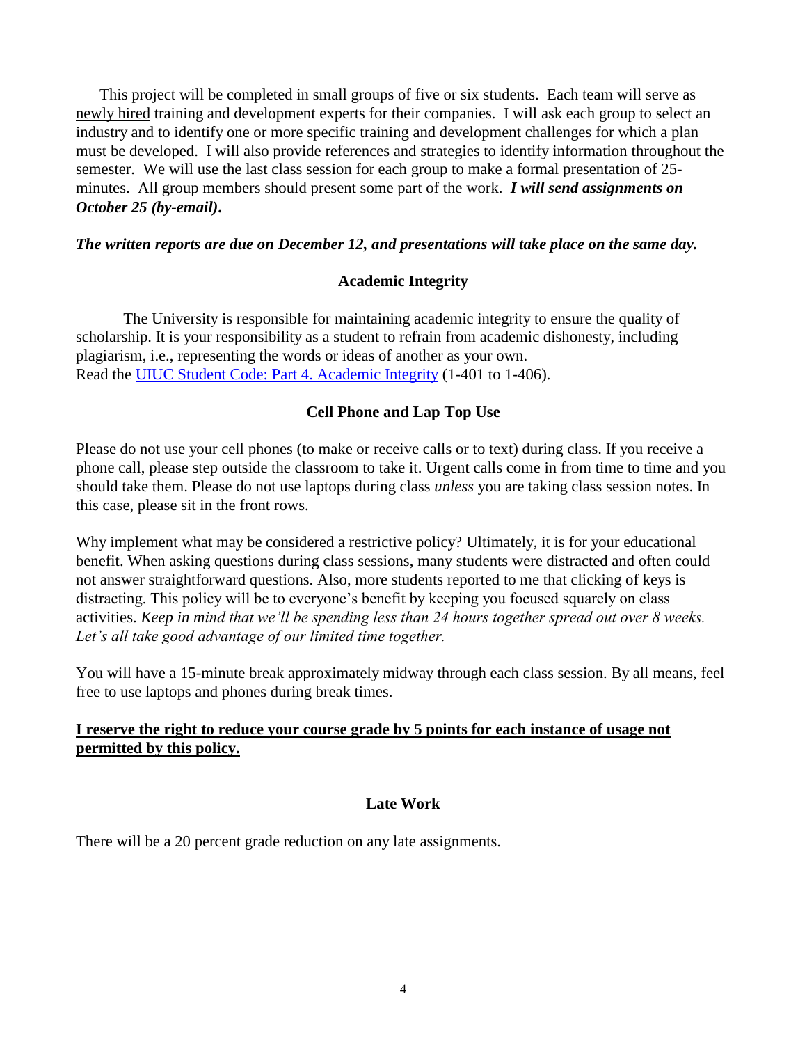This project will be completed in small groups of five or six students. Each team will serve as newly hired training and development experts for their companies. I will ask each group to select an industry and to identify one or more specific training and development challenges for which a plan must be developed. I will also provide references and strategies to identify information throughout the semester. We will use the last class session for each group to make a formal presentation of 25-minutes. All group members should present some part of the work. ***I will send assignments on October 25 (by-email).***

***The written reports are due on December 12, and presentations will take place on the same day.***

## Academic Integrity

The University is responsible for maintaining academic integrity to ensure the quality of scholarship. It is your responsibility as a student to refrain from academic dishonesty, including plagiarism, i.e., representing the words or ideas of another as your own.
Read the UIUC Student Code: Part 4. Academic Integrity (1-401 to 1-406).

## Cell Phone and Lap Top Use

Please do not use your cell phones (to make or receive calls or to text) during class. If you receive a phone call, please step outside the classroom to take it. Urgent calls come in from time to time and you should take them. Please do not use laptops during class *unless* you are taking class session notes. In this case, please sit in the front rows.

Why implement what may be considered a restrictive policy? Ultimately, it is for your educational benefit. When asking questions during class sessions, many students were distracted and often could not answer straightforward questions. Also, more students reported to me that clicking of keys is distracting. This policy will be to everyone's benefit by keeping you focused squarely on class activities. *Keep in mind that we'll be spending less than 24 hours together spread out over 8 weeks. Let's all take good advantage of our limited time together.*

You will have a 15-minute break approximately midway through each class session. By all means, feel free to use laptops and phones during break times.

**I reserve the right to reduce your course grade by 5 points for each instance of usage not permitted by this policy.**

## Late Work

There will be a 20 percent grade reduction on any late assignments.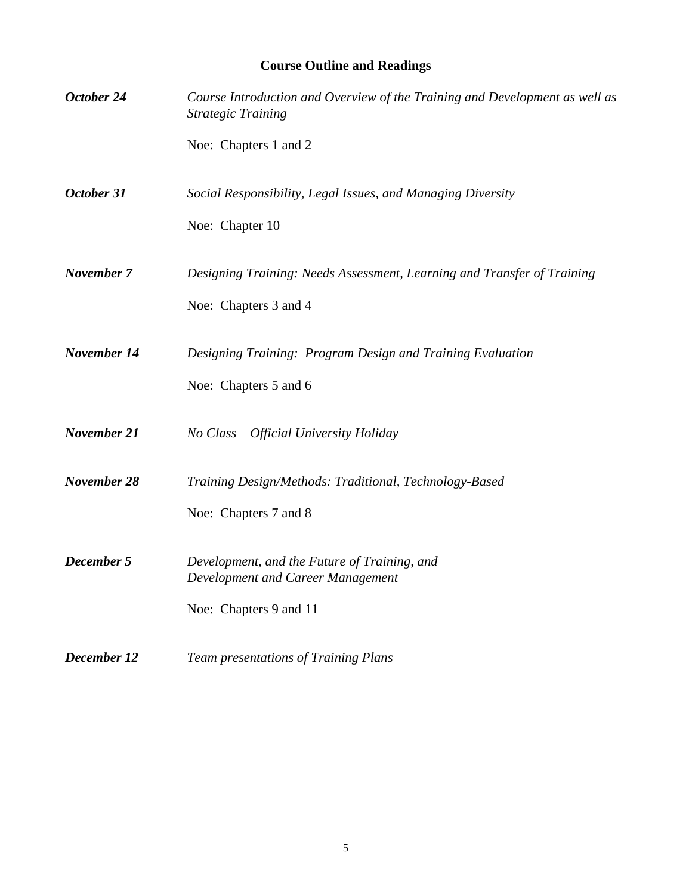## Course Outline and Readings

***October 24*** *Course Introduction and Overview of the Training and Development as well as Strategic Training*

Noe: Chapters 1 and 2

***October 31*** *Social Responsibility, Legal Issues, and Managing Diversity*

Noe: Chapter 10

***November 7*** *Designing Training: Needs Assessment, Learning and Transfer of Training*

Noe: Chapters 3 and 4

***November 14*** *Designing Training: Program Design and Training Evaluation*

Noe: Chapters 5 and 6

***November 21*** *No Class – Official University Holiday*

***November 28*** *Training Design/Methods: Traditional, Technology-Based*

Noe: Chapters 7 and 8

***December 5*** *Development, and the Future of Training, and Development and Career Management*

Noe: Chapters 9 and 11

***December 12*** *Team presentations of Training Plans*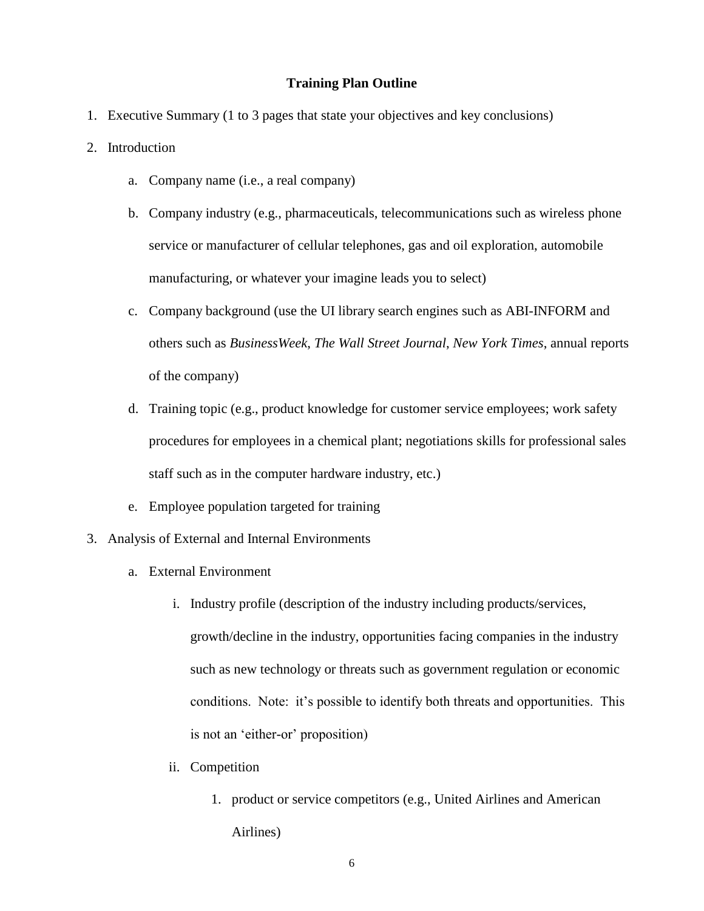**Training Plan Outline**

1. Executive Summary (1 to 3 pages that state your objectives and key conclusions)
2. Introduction
   a. Company name (i.e., a real company)
   b. Company industry (e.g., pharmaceuticals, telecommunications such as wireless phone service or manufacturer of cellular telephones, gas and oil exploration, automobile manufacturing, or whatever your imagine leads you to select)
   c. Company background (use the UI library search engines such as ABI-INFORM and others such as *BusinessWeek*, *The Wall Street Journal*, *New York Times*, annual reports of the company)
   d. Training topic (e.g., product knowledge for customer service employees; work safety procedures for employees in a chemical plant; negotiations skills for professional sales staff such as in the computer hardware industry, etc.)
   e. Employee population targeted for training
3. Analysis of External and Internal Environments
   a. External Environment
      i. Industry profile (description of the industry including products/services, growth/decline in the industry, opportunities facing companies in the industry such as new technology or threats such as government regulation or economic conditions. Note: it's possible to identify both threats and opportunities. This is not an 'either-or' proposition)
      ii. Competition
         1. product or service competitors (e.g., United Airlines and American Airlines)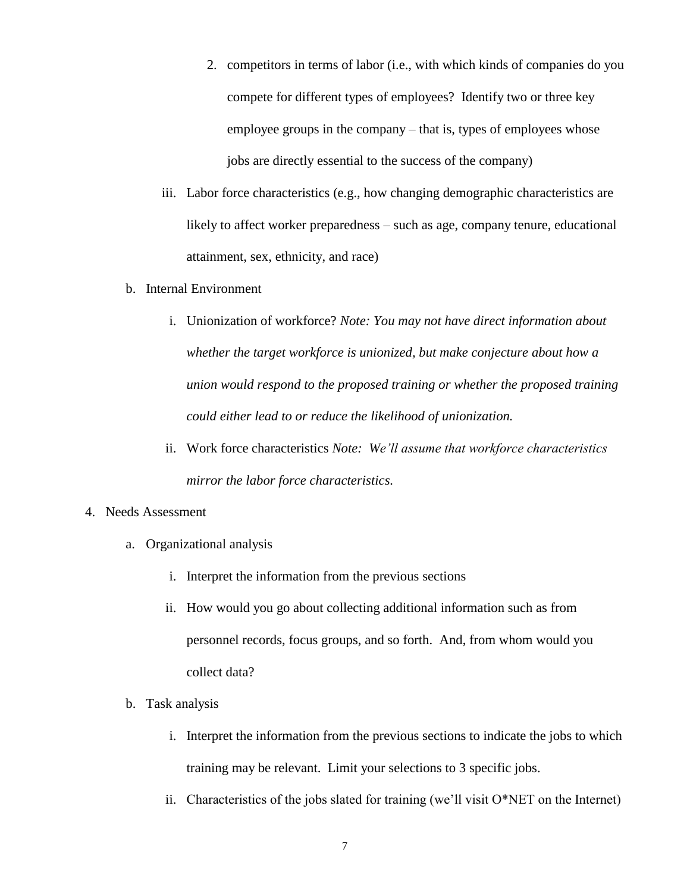2. competitors in terms of labor (i.e., with which kinds of companies do you compete for different types of employees? Identify two or three key employee groups in the company – that is, types of employees whose jobs are directly essential to the success of the company)

iii. Labor force characteristics (e.g., how changing demographic characteristics are likely to affect worker preparedness – such as age, company tenure, educational attainment, sex, ethnicity, and race)

b. Internal Environment

   i. Unionization of workforce? *Note: You may not have direct information about whether the target workforce is unionized, but make conjecture about how a union would respond to the proposed training or whether the proposed training could either lead to or reduce the likelihood of unionization.*

   ii. Work force characteristics *Note: We'll assume that workforce characteristics mirror the labor force characteristics.*

4. Needs Assessment

   a. Organizational analysis

      i. Interpret the information from the previous sections

      ii. How would you go about collecting additional information such as from personnel records, focus groups, and so forth. And, from whom would you collect data?

   b. Task analysis

      i. Interpret the information from the previous sections to indicate the jobs to which training may be relevant. Limit your selections to 3 specific jobs.

      ii. Characteristics of the jobs slated for training (we'll visit O*NET on the Internet)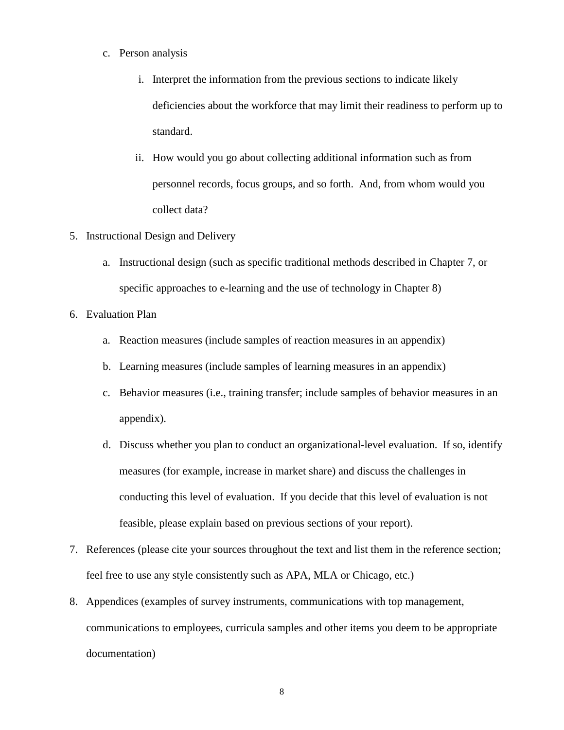c. Person analysis

      i. Interpret the information from the previous sections to indicate likely deficiencies about the workforce that may limit their readiness to perform up to standard.

      ii. How would you go about collecting additional information such as from personnel records, focus groups, and so forth.  And, from whom would you collect data?

5. Instructional Design and Delivery

   a. Instructional design (such as specific traditional methods described in Chapter 7, or specific approaches to e-learning and the use of technology in Chapter 8)

6. Evaluation Plan

   a. Reaction measures (include samples of reaction measures in an appendix)

   b. Learning measures (include samples of learning measures in an appendix)

   c. Behavior measures (i.e., training transfer; include samples of behavior measures in an appendix).

   d. Discuss whether you plan to conduct an organizational-level evaluation.  If so, identify measures (for example, increase in market share) and discuss the challenges in conducting this level of evaluation.  If you decide that this level of evaluation is not feasible, please explain based on previous sections of your report).

7. References (please cite your sources throughout the text and list them in the reference section; feel free to use any style consistently such as APA, MLA or Chicago, etc.)

8. Appendices (examples of survey instruments, communications with top management, communications to employees, curricula samples and other items you deem to be appropriate documentation)